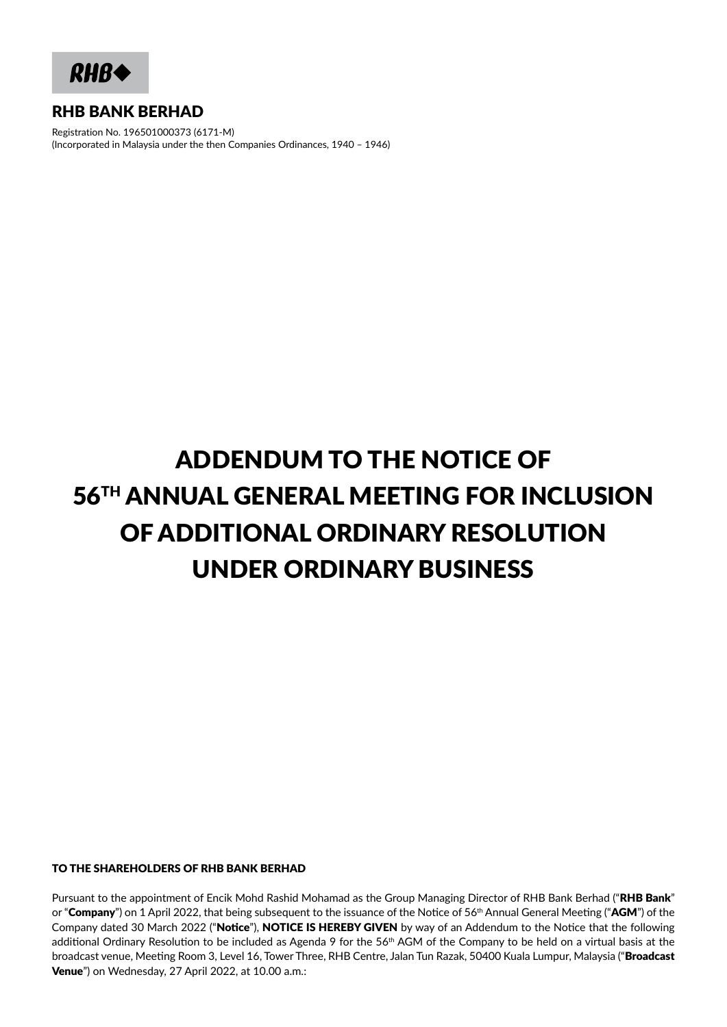RHB◆

**RHB BANK BERHAD**

Registration No. 196501000373 (6171-M)
(Incorporated in Malaysia under the then Companies Ordinances, 1940 – 1946)

# ADDENDUM TO THE NOTICE OF 56TH ANNUAL GENERAL MEETING FOR INCLUSION OF ADDITIONAL ORDINARY RESOLUTION UNDER ORDINARY BUSINESS

**TO THE SHAREHOLDERS OF RHB BANK BERHAD**

Pursuant to the appointment of Encik Mohd Rashid Mohamad as the Group Managing Director of RHB Bank Berhad ("**RHB Bank**" or "**Company**") on 1 April 2022, that being subsequent to the issuance of the Notice of 56th Annual General Meeting ("**AGM**") of the Company dated 30 March 2022 ("**Notice**"), **NOTICE IS HEREBY GIVEN** by way of an Addendum to the Notice that the following additional Ordinary Resolution to be included as Agenda 9 for the 56th AGM of the Company to be held on a virtual basis at the broadcast venue, Meeting Room 3, Level 16, Tower Three, RHB Centre, Jalan Tun Razak, 50400 Kuala Lumpur, Malaysia ("**Broadcast Venue**") on Wednesday, 27 April 2022, at 10.00 a.m.: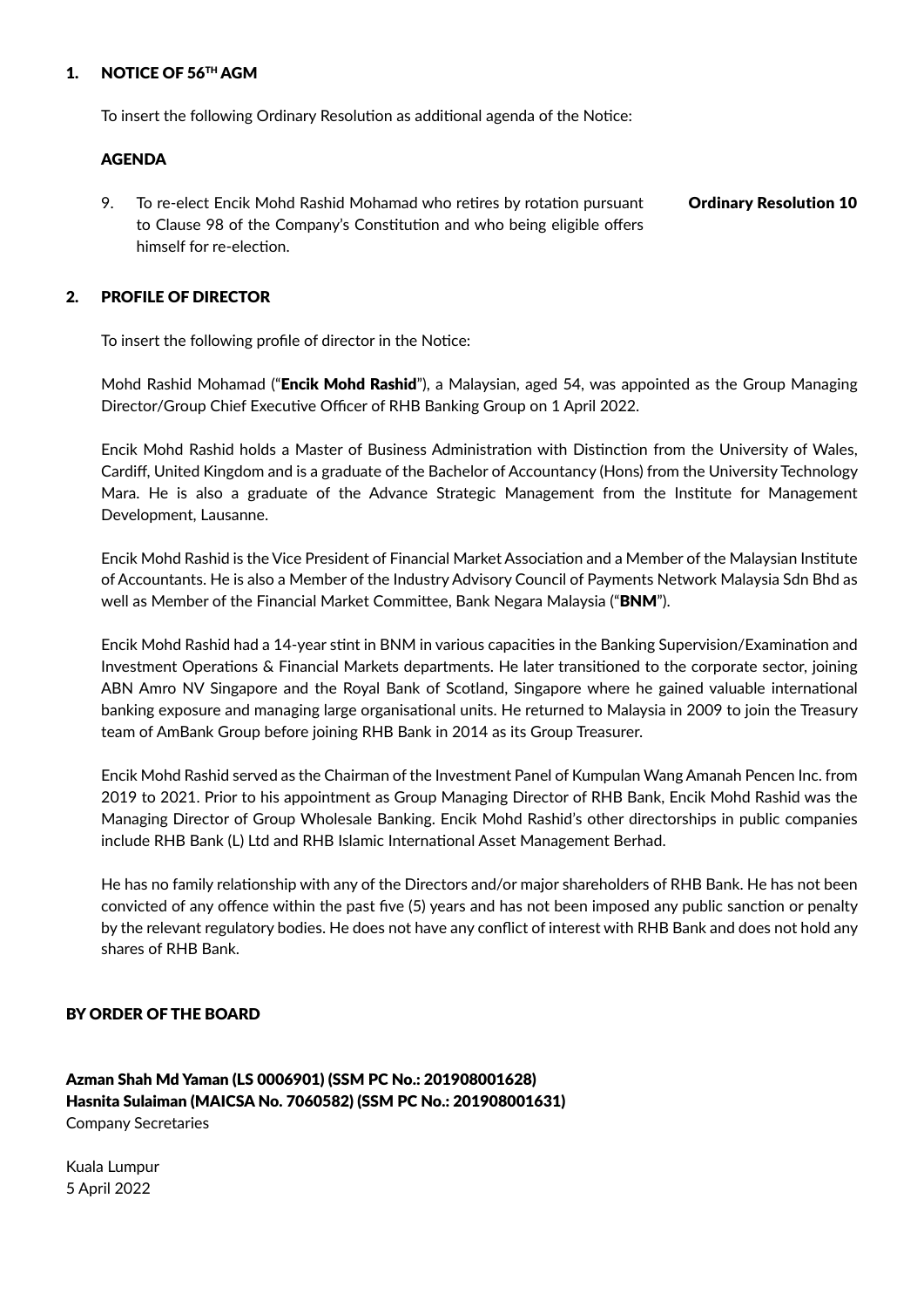## 1. NOTICE OF 56[TH] AGM

To insert the following Ordinary Resolution as additional agenda of the Notice:

### AGENDA

9. To re-elect Encik Mohd Rashid Mohamad who retires by rotation pursuant to Clause 98 of the Company's Constitution and who being eligible offers himself for re-election. **Ordinary Resolution 10**

## 2. PROFILE OF DIRECTOR

To insert the following profile of director in the Notice:

Mohd Rashid Mohamad ("**Encik Mohd Rashid**"), a Malaysian, aged 54, was appointed as the Group Managing Director/Group Chief Executive Officer of RHB Banking Group on 1 April 2022.

Encik Mohd Rashid holds a Master of Business Administration with Distinction from the University of Wales, Cardiff, United Kingdom and is a graduate of the Bachelor of Accountancy (Hons) from the University Technology Mara. He is also a graduate of the Advance Strategic Management from the Institute for Management Development, Lausanne.

Encik Mohd Rashid is the Vice President of Financial Market Association and a Member of the Malaysian Institute of Accountants. He is also a Member of the Industry Advisory Council of Payments Network Malaysia Sdn Bhd as well as Member of the Financial Market Committee, Bank Negara Malaysia ("**BNM**").

Encik Mohd Rashid had a 14-year stint in BNM in various capacities in the Banking Supervision/Examination and Investment Operations & Financial Markets departments. He later transitioned to the corporate sector, joining ABN Amro NV Singapore and the Royal Bank of Scotland, Singapore where he gained valuable international banking exposure and managing large organisational units. He returned to Malaysia in 2009 to join the Treasury team of AmBank Group before joining RHB Bank in 2014 as its Group Treasurer.

Encik Mohd Rashid served as the Chairman of the Investment Panel of Kumpulan Wang Amanah Pencen Inc. from 2019 to 2021. Prior to his appointment as Group Managing Director of RHB Bank, Encik Mohd Rashid was the Managing Director of Group Wholesale Banking. Encik Mohd Rashid's other directorships in public companies include RHB Bank (L) Ltd and RHB Islamic International Asset Management Berhad.

He has no family relationship with any of the Directors and/or major shareholders of RHB Bank. He has not been convicted of any offence within the past five (5) years and has not been imposed any public sanction or penalty by the relevant regulatory bodies. He does not have any conflict of interest with RHB Bank and does not hold any shares of RHB Bank.

**BY ORDER OF THE BOARD**

**Azman Shah Md Yaman (LS 0006901) (SSM PC No.: 201908001628)**
**Hasnita Sulaiman (MAICSA No. 7060582) (SSM PC No.: 201908001631)**
Company Secretaries

Kuala Lumpur
5 April 2022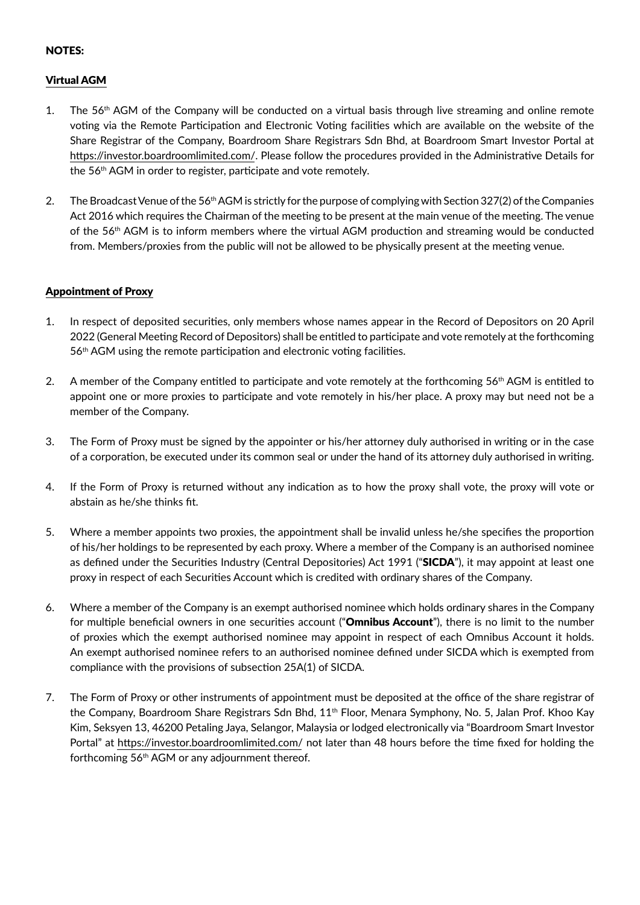NOTES:

## Virtual AGM

1. The 56th AGM of the Company will be conducted on a virtual basis through live streaming and online remote voting via the Remote Participation and Electronic Voting facilities which are available on the website of the Share Registrar of the Company, Boardroom Share Registrars Sdn Bhd, at Boardroom Smart Investor Portal at https://investor.boardroomlimited.com/. Please follow the procedures provided in the Administrative Details for the 56th AGM in order to register, participate and vote remotely.

2. The Broadcast Venue of the 56th AGM is strictly for the purpose of complying with Section 327(2) of the Companies Act 2016 which requires the Chairman of the meeting to be present at the main venue of the meeting. The venue of the 56th AGM is to inform members where the virtual AGM production and streaming would be conducted from. Members/proxies from the public will not be allowed to be physically present at the meeting venue.

## Appointment of Proxy

1. In respect of deposited securities, only members whose names appear in the Record of Depositors on 20 April 2022 (General Meeting Record of Depositors) shall be entitled to participate and vote remotely at the forthcoming 56th AGM using the remote participation and electronic voting facilities.

2. A member of the Company entitled to participate and vote remotely at the forthcoming 56th AGM is entitled to appoint one or more proxies to participate and vote remotely in his/her place. A proxy may but need not be a member of the Company.

3. The Form of Proxy must be signed by the appointer or his/her attorney duly authorised in writing or in the case of a corporation, be executed under its common seal or under the hand of its attorney duly authorised in writing.

4. If the Form of Proxy is returned without any indication as to how the proxy shall vote, the proxy will vote or abstain as he/she thinks fit.

5. Where a member appoints two proxies, the appointment shall be invalid unless he/she specifies the proportion of his/her holdings to be represented by each proxy. Where a member of the Company is an authorised nominee as defined under the Securities Industry (Central Depositories) Act 1991 ("**SICDA**"), it may appoint at least one proxy in respect of each Securities Account which is credited with ordinary shares of the Company.

6. Where a member of the Company is an exempt authorised nominee which holds ordinary shares in the Company for multiple beneficial owners in one securities account ("**Omnibus Account**"), there is no limit to the number of proxies which the exempt authorised nominee may appoint in respect of each Omnibus Account it holds. An exempt authorised nominee refers to an authorised nominee defined under SICDA which is exempted from compliance with the provisions of subsection 25A(1) of SICDA.

7. The Form of Proxy or other instruments of appointment must be deposited at the office of the share registrar of the Company, Boardroom Share Registrars Sdn Bhd, 11th Floor, Menara Symphony, No. 5, Jalan Prof. Khoo Kay Kim, Seksyen 13, 46200 Petaling Jaya, Selangor, Malaysia or lodged electronically via "Boardroom Smart Investor Portal" at https://investor.boardroomlimited.com/ not later than 48 hours before the time fixed for holding the forthcoming 56th AGM or any adjournment thereof.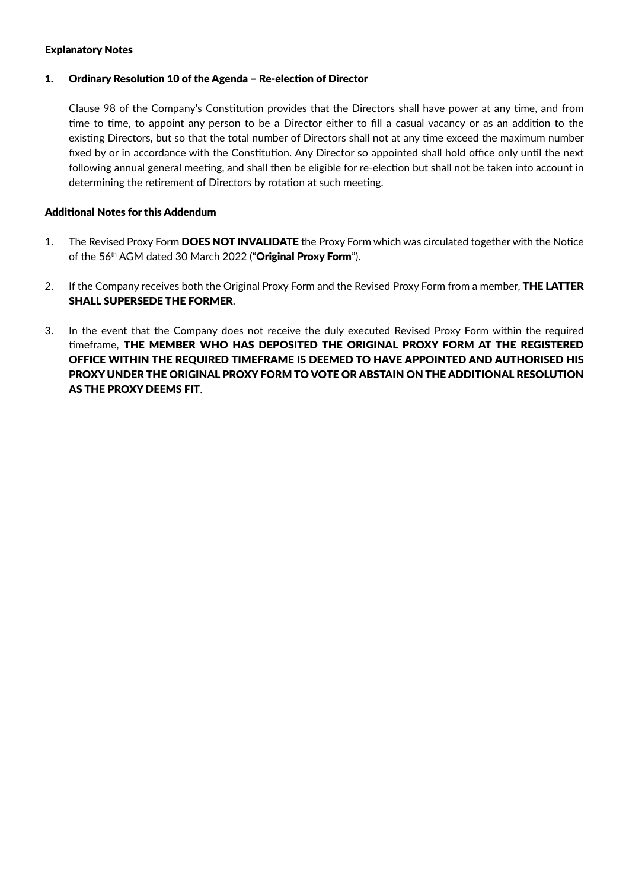**<u>Explanatory Notes</u>**

**1. Ordinary Resolution 10 of the Agenda – Re-election of Director**

Clause 98 of the Company's Constitution provides that the Directors shall have power at any time, and from time to time, to appoint any person to be a Director either to fill a casual vacancy or as an addition to the existing Directors, but so that the total number of Directors shall not at any time exceed the maximum number fixed by or in accordance with the Constitution. Any Director so appointed shall hold office only until the next following annual general meeting, and shall then be eligible for re-election but shall not be taken into account in determining the retirement of Directors by rotation at such meeting.

**Additional Notes for this Addendum**

1. The Revised Proxy Form **DOES NOT INVALIDATE** the Proxy Form which was circulated together with the Notice of the 56th AGM dated 30 March 2022 ("**Original Proxy Form**").

2. If the Company receives both the Original Proxy Form and the Revised Proxy Form from a member, **THE LATTER SHALL SUPERSEDE THE FORMER**.

3. In the event that the Company does not receive the duly executed Revised Proxy Form within the required timeframe, **THE MEMBER WHO HAS DEPOSITED THE ORIGINAL PROXY FORM AT THE REGISTERED OFFICE WITHIN THE REQUIRED TIMEFRAME IS DEEMED TO HAVE APPOINTED AND AUTHORISED HIS PROXY UNDER THE ORIGINAL PROXY FORM TO VOTE OR ABSTAIN ON THE ADDITIONAL RESOLUTION AS THE PROXY DEEMS FIT**.